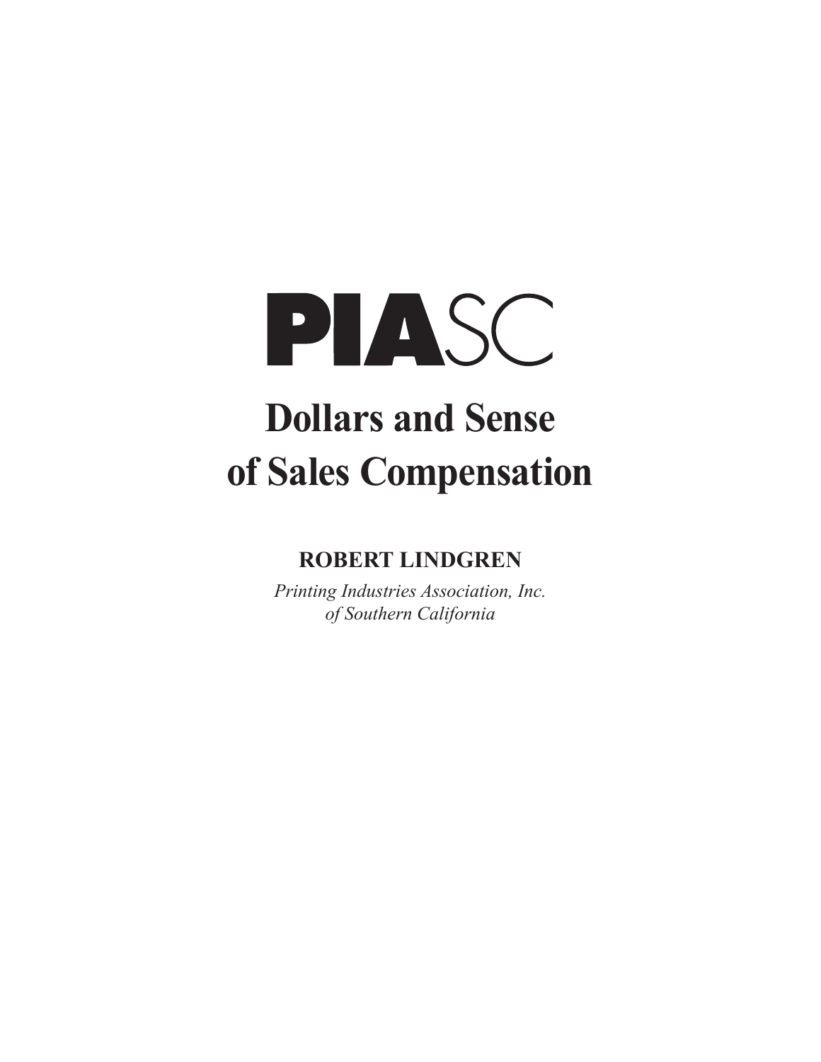PIASC

# Dollars and Sense of Sales Compensation

**ROBERT LINDGREN**

*Printing Industries Association, Inc. of Southern California*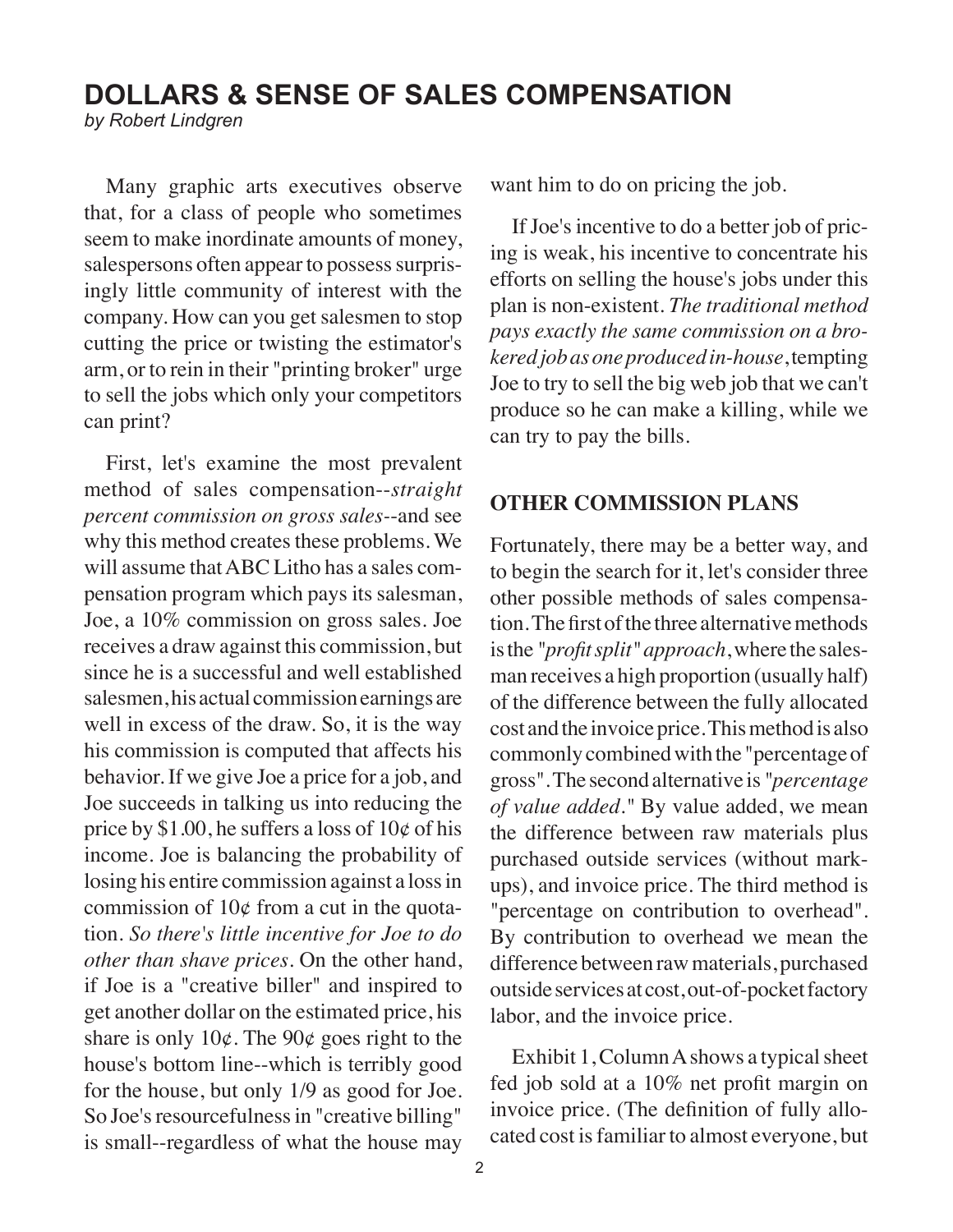# DOLLARS & SENSE OF SALES COMPENSATION

*by Robert Lindgren*

Many graphic arts executives observe that, for a class of people who sometimes seem to make inordinate amounts of money, salespersons often appear to possess surprisingly little community of interest with the company. How can you get salesmen to stop cutting the price or twisting the estimator's arm, or to rein in their "printing broker" urge to sell the jobs which only your competitors can print?

First, let's examine the most prevalent method of sales compensation--*straight percent commission on gross sales*--and see why this method creates these problems. We will assume that ABC Litho has a sales compensation program which pays its salesman, Joe, a 10% commission on gross sales. Joe receives a draw against this commission, but since he is a successful and well established salesmen, his actual commission earnings are well in excess of the draw. So, it is the way his commission is computed that affects his behavior. If we give Joe a price for a job, and Joe succeeds in talking us into reducing the price by $1.00, he suffers a loss of 10¢ of his income. Joe is balancing the probability of losing his entire commission against a loss in commission of 10¢ from a cut in the quotation. *So there's little incentive for Joe to do other than shave prices*. On the other hand, if Joe is a "creative biller" and inspired to get another dollar on the estimated price, his share is only 10¢. The 90¢ goes right to the house's bottom line--which is terribly good for the house, but only 1/9 as good for Joe. So Joe's resourcefulness in "creative billing" is small--regardless of what the house may want him to do on pricing the job.

If Joe's incentive to do a better job of pricing is weak, his incentive to concentrate his efforts on selling the house's jobs under this plan is non-existent. *The traditional method pays exactly the same commission on a brokered job as one produced in-house*, tempting Joe to try to sell the big web job that we can't produce so he can make a killing, while we can try to pay the bills.

## OTHER COMMISSION PLANS

Fortunately, there may be a better way, and to begin the search for it, let's consider three other possible methods of sales compensation. The first of the three alternative methods is the *"profit split" approach*, where the salesman receives a high proportion (usually half) of the difference between the fully allocated cost and the invoice price. This method is also commonly combined with the "percentage of gross". The second alternative is "*percentage of value added*." By value added, we mean the difference between raw materials plus purchased outside services (without mark-ups), and invoice price. The third method is "percentage on contribution to overhead". By contribution to overhead we mean the difference between raw materials, purchased outside services at cost, out-of-pocket factory labor, and the invoice price.

Exhibit 1, Column A shows a typical sheet fed job sold at a 10% net profit margin on invoice price. (The definition of fully allocated cost is familiar to almost everyone, but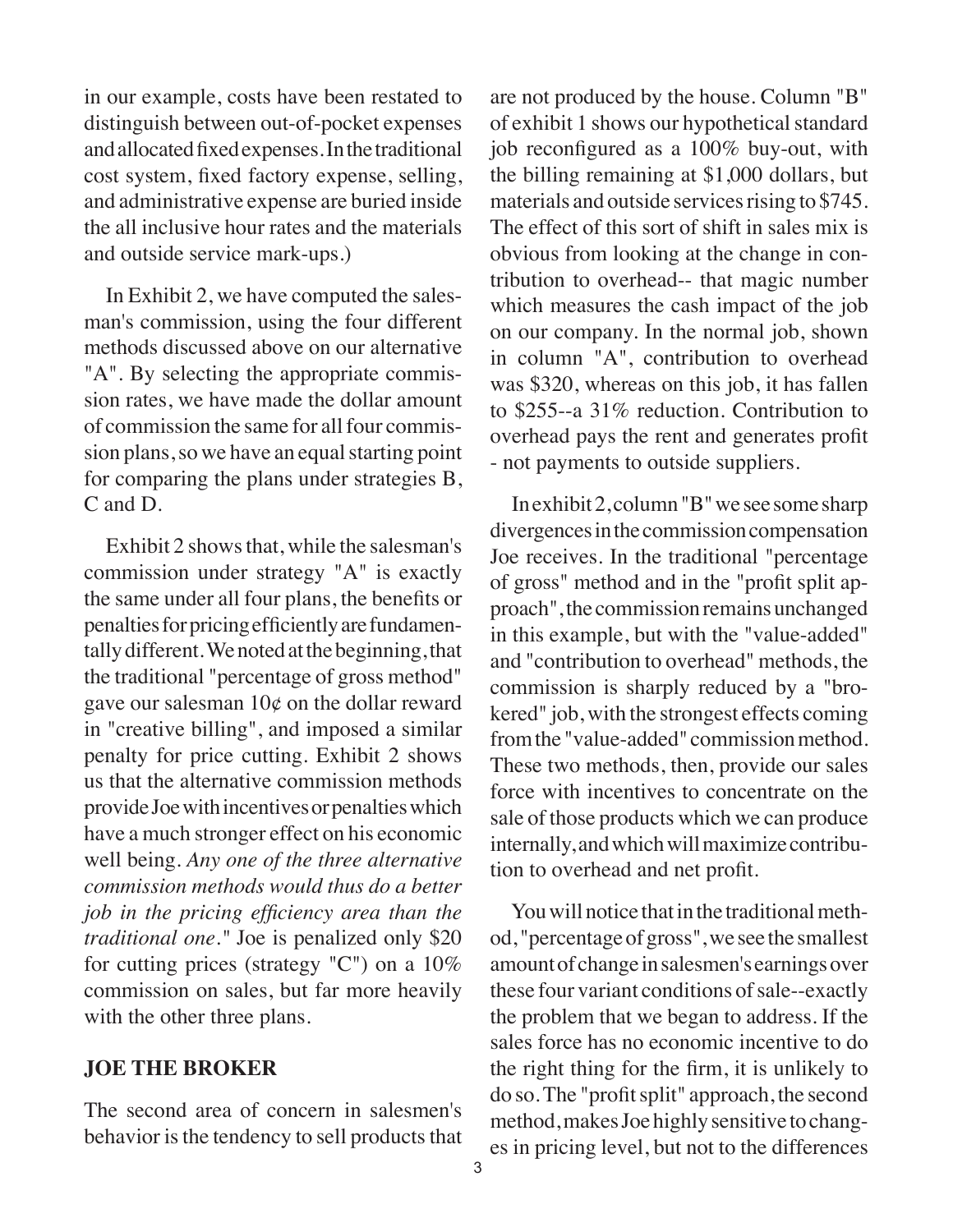in our example, costs have been restated to distinguish between out-of-pocket expenses and allocated fixed expenses. In the traditional cost system, fixed factory expense, selling, and administrative expense are buried inside the all inclusive hour rates and the materials and outside service mark-ups.)

In Exhibit 2, we have computed the salesman's commission, using the four different methods discussed above on our alternative "A". By selecting the appropriate commission rates, we have made the dollar amount of commission the same for all four commission plans, so we have an equal starting point for comparing the plans under strategies B, C and D.

Exhibit 2 shows that, while the salesman's commission under strategy "A" is exactly the same under all four plans, the benefits or penalties for pricing efficiently are fundamentally different. We noted at the beginning, that the traditional "percentage of gross method" gave our salesman 10¢ on the dollar reward in "creative billing", and imposed a similar penalty for price cutting. Exhibit 2 shows us that the alternative commission methods provide Joe with incentives or penalties which have a much stronger effect on his economic well being. *Any one of the three alternative commission methods would thus do a better job in the pricing efficiency area than the traditional one."* Joe is penalized only $20 for cutting prices (strategy "C") on a 10% commission on sales, but far more heavily with the other three plans.

## JOE THE BROKER

The second area of concern in salesmen's behavior is the tendency to sell products that are not produced by the house. Column "B" of exhibit 1 shows our hypothetical standard job reconfigured as a 100% buy-out, with the billing remaining at $1,000 dollars, but materials and outside services rising to $745. The effect of this sort of shift in sales mix is obvious from looking at the change in contribution to overhead-- that magic number which measures the cash impact of the job on our company. In the normal job, shown in column "A", contribution to overhead was $320, whereas on this job, it has fallen to $255--a 31% reduction. Contribution to overhead pays the rent and generates profit - not payments to outside suppliers.

In exhibit 2, column "B" we see some sharp divergences in the commission compensation Joe receives. In the traditional "percentage of gross" method and in the "profit split approach", the commission remains unchanged in this example, but with the "value-added" and "contribution to overhead" methods, the commission is sharply reduced by a "brokered" job, with the strongest effects coming from the "value-added" commission method. These two methods, then, provide our sales force with incentives to concentrate on the sale of those products which we can produce internally, and which will maximize contribution to overhead and net profit.

You will notice that in the traditional method, "percentage of gross", we see the smallest amount of change in salesmen's earnings over these four variant conditions of sale--exactly the problem that we began to address. If the sales force has no economic incentive to do the right thing for the firm, it is unlikely to do so. The "profit split" approach, the second method, makes Joe highly sensitive to changes in pricing level, but not to the differences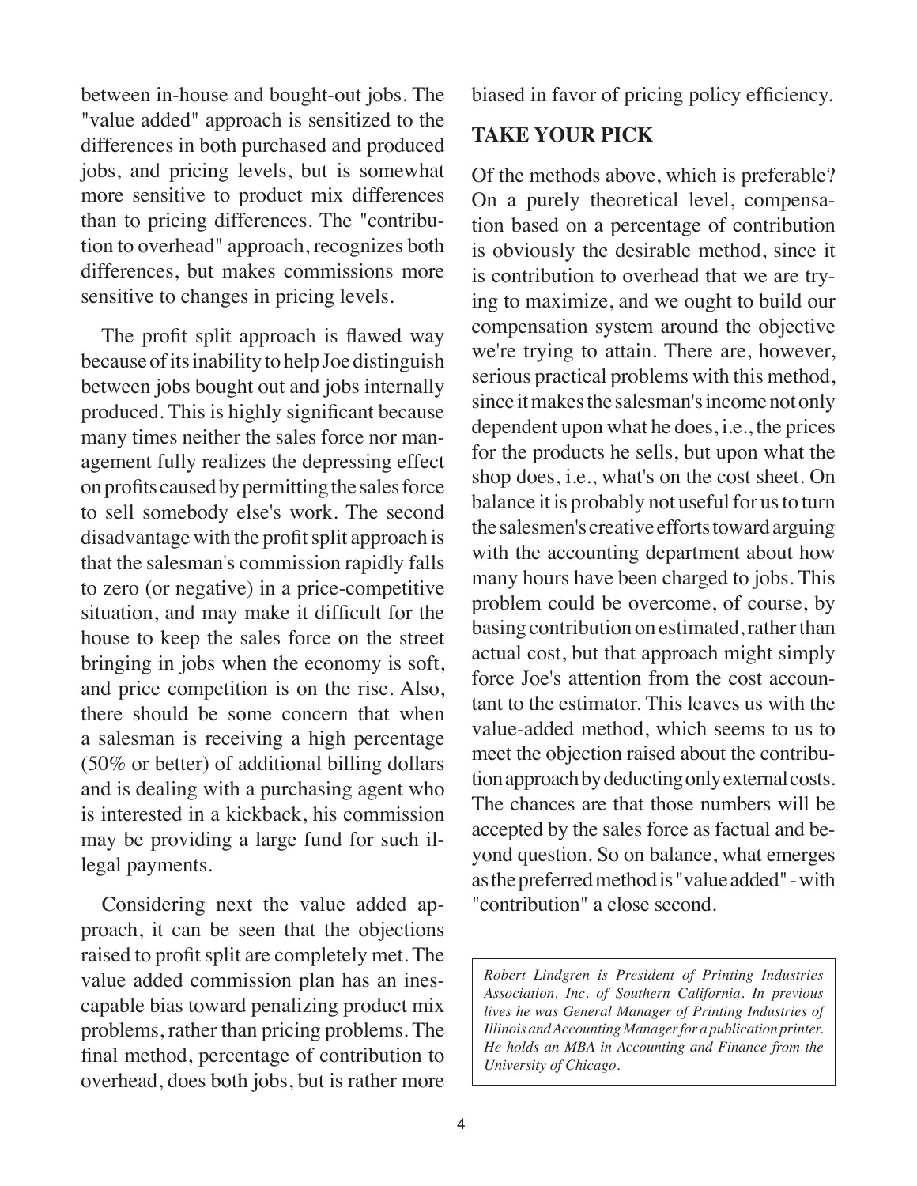between in-house and bought-out jobs. The "value added" approach is sensitized to the differences in both purchased and produced jobs, and pricing levels, but is somewhat more sensitive to product mix differences than to pricing differences. The "contribution to overhead" approach, recognizes both differences, but makes commissions more sensitive to changes in pricing levels.

The profit split approach is flawed way because of its inability to help Joe distinguish between jobs bought out and jobs internally produced. This is highly significant because many times neither the sales force nor management fully realizes the depressing effect on profits caused by permitting the sales force to sell somebody else's work. The second disadvantage with the profit split approach is that the salesman's commission rapidly falls to zero (or negative) in a price-competitive situation, and may make it difficult for the house to keep the sales force on the street bringing in jobs when the economy is soft, and price competition is on the rise. Also, there should be some concern that when a salesman is receiving a high percentage (50% or better) of additional billing dollars and is dealing with a purchasing agent who is interested in a kickback, his commission may be providing a large fund for such illegal payments.

Considering next the value added approach, it can be seen that the objections raised to profit split are completely met. The value added commission plan has an inescapable bias toward penalizing product mix problems, rather than pricing problems. The final method, percentage of contribution to overhead, does both jobs, but is rather more biased in favor of pricing policy efficiency.

## TAKE YOUR PICK

Of the methods above, which is preferable? On a purely theoretical level, compensation based on a percentage of contribution is obviously the desirable method, since it is contribution to overhead that we are trying to maximize, and we ought to build our compensation system around the objective we're trying to attain. There are, however, serious practical problems with this method, since it makes the salesman's income not only dependent upon what he does, i.e., the prices for the products he sells, but upon what the shop does, i.e., what's on the cost sheet. On balance it is probably not useful for us to turn the salesmen's creative efforts toward arguing with the accounting department about how many hours have been charged to jobs. This problem could be overcome, of course, by basing contribution on estimated, rather than actual cost, but that approach might simply force Joe's attention from the cost accountant to the estimator. This leaves us with the value-added method, which seems to us to meet the objection raised about the contribution approach by deducting only external costs. The chances are that those numbers will be accepted by the sales force as factual and beyond question. So on balance, what emerges as the preferred method is "value added" - with "contribution" a close second.

*Robert Lindgren is President of Printing Industries Association, Inc. of Southern California. In previous lives he was General Manager of Printing Industries of Illinois and Accounting Manager for a publication printer. He holds an MBA in Accounting and Finance from the University of Chicago.*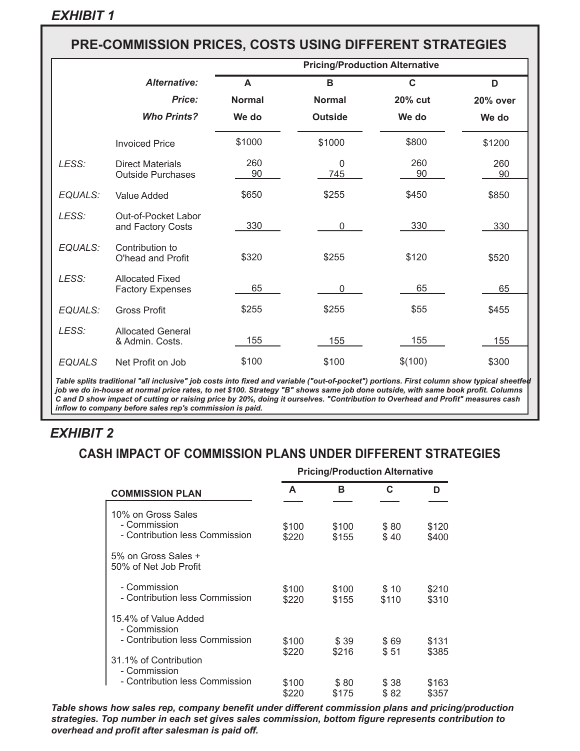## *EXHIBIT 1*

### PRE-COMMISSION PRICES, COSTS USING DIFFERENT STRATEGIES

| | | Pricing/Production Alternative | | | |
|---|---|---|---|---|---|
| | ***Alternative:*** | **A** | **B** | **C** | **D** |
| | ***Price:*** | **Normal** | **Normal** | **20% cut** | **20% over** |
| | ***Who Prints?*** | **We do** | **Outside** | **We do** | **We do** |
| | Invoiced Price | $1000 | $1000 | $800 | $1200 |
| *LESS:* | Direct Materials | 260 | 0 | 260 | 260 |
| | Outside Purchases | 90 | 745 | 90 | 90 |
| *EQUALS:* | Value Added | $650 | $255 | $450 | $850 |
| *LESS:* | Out-of-Pocket Labor and Factory Costs | 330 | 0 | 330 | 330 |
| *EQUALS:* | Contribution to O'head and Profit | $320 | $255 | $120 | $520 |
| *LESS:* | Allocated Fixed Factory Expenses | 65 | 0 | 65 | 65 |
| *EQUALS:* | Gross Profit | $255 | $255 | $55 | $455 |
| *LESS:* | Allocated General & Admin. Costs. | 155 | 155 | 155 | 155 |
| *EQUALS* | Net Profit on Job | $100 | $100 | $(100) | $300 |

***Table splits traditional "all inclusive" job costs into fixed and variable ("out-of-pocket") portions. First column show typical sheetfed job we do in-house at normal price rates, to net $100. Strategy "B" shows same job done outside, with same book profit. Columns C and D show impact of cutting or raising price by 20%, doing it ourselves. "Contribution to Overhead and Profit" measures cash inflow to company before sales rep's commission is paid.***

## *EXHIBIT 2*

### CASH IMPACT OF COMMISSION PLANS UNDER DIFFERENT STRATEGIES

| | Pricing/Production Alternative | | | |
|---|---|---|---|---|
| **COMMISSION PLAN** | **A** | **B** | **C** | **D** |
| 10% on Gross Sales | | | | |
| - Commission | $100 | $100 | $ 80 | $120 |
| - Contribution less Commission | $220 | $155 | $ 40 | $400 |
| 5% on Gross Sales + 50% of Net Job Profit | | | | |
| - Commission | $100 | $100 | $ 10 | $210 |
| - Contribution less Commission | $220 | $155 | $110 | $310 |
| 15.4% of Value Added | | | | |
| - Commission | $100 | $ 39 | $ 69 | $131 |
| - Contribution less Commission | $220 | $216 | $ 51 | $385 |
| 31.1% of Contribution | | | | |
| - Commission | $100 | $ 80 | $ 38 | $163 |
| - Contribution less Commission | $220 | $175 | $ 82 | $357 |

***Table shows how sales rep, company benefit under different commission plans and pricing/production strategies. Top number in each set gives sales commission, bottom figure represents contribution to overhead and profit after salesman is paid off.***